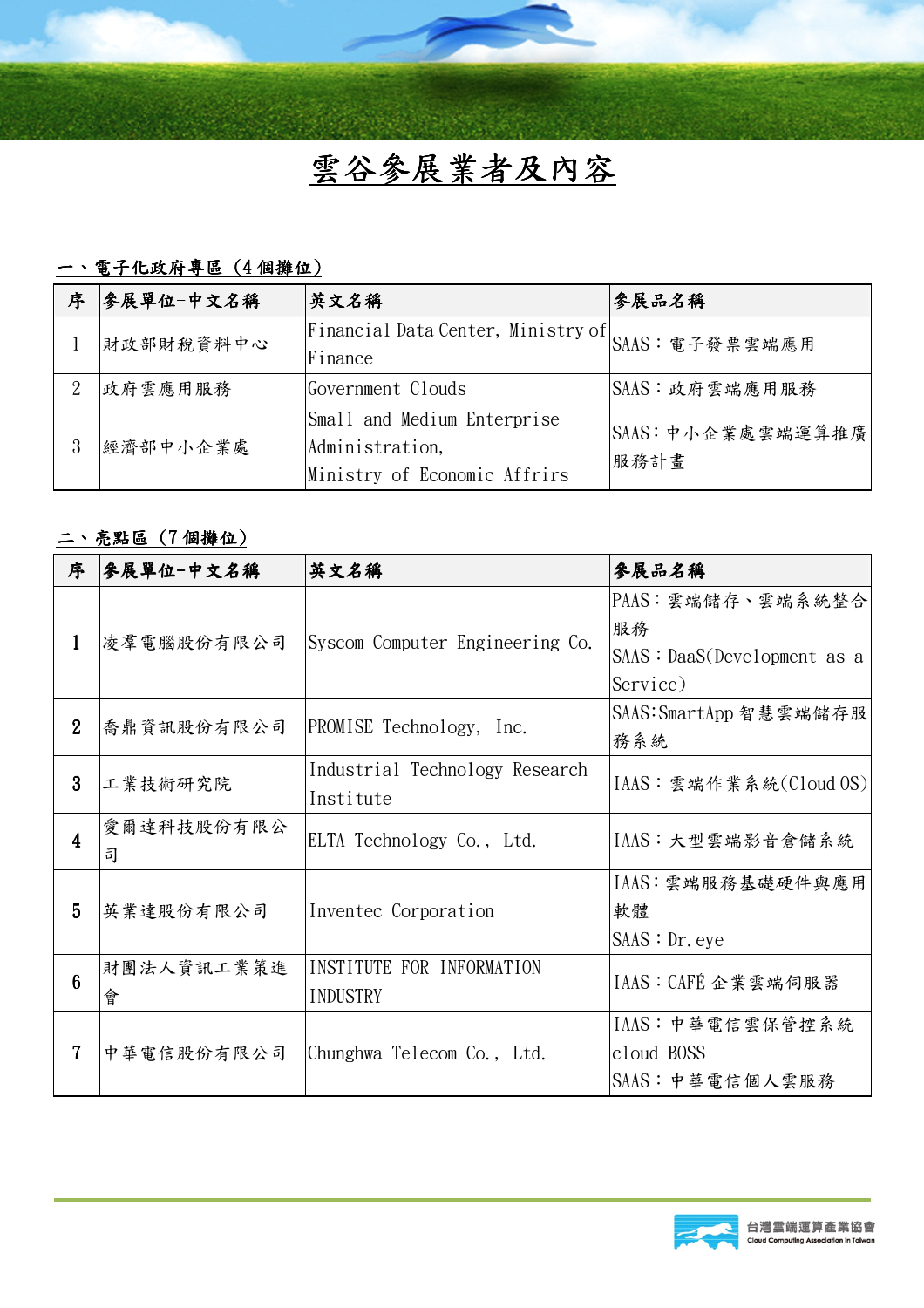# 雲谷參展業者及內容

**一、電子化政府專區（4 個攤位）**

| 序 | 參展單位-中文名稱 | 英文名稱 | 參展品名稱 |
|---|---|---|---|
| 1 | 財政部財稅資料中心 | Financial Data Center, Ministry of Finance | SAAS：電子發票雲端應用 |
| 2 | 政府雲應用服務 | Government Clouds | SAAS：政府雲端應用服務 |
| 3 | 經濟部中小企業處 | Small and Medium Enterprise Administration, Ministry of Economic Affrirs | SAAS：中小企業處雲端運算推廣服務計畫 |

**二、亮點區（7 個攤位）**

| 序 | 參展單位-中文名稱 | 英文名稱 | 參展品名稱 |
|---|---|---|---|
| 1 | 凌羣電腦股份有限公司 | Syscom Computer Engineering Co. | PAAS：雲端儲存、雲端系統整合服務<br>SAAS：DaaS(Development as a Service) |
| 2 | 喬鼎資訊股份有限公司 | PROMISE Technology, Inc. | SAAS:SmartApp 智慧雲端儲存服務系統 |
| 3 | 工業技術研究院 | Industrial Technology Research Institute | IAAS：雲端作業系統(Cloud OS) |
| 4 | 愛爾達科技股份有限公司 | ELTA Technology Co., Ltd. | IAAS：大型雲端影音倉儲系統 |
| 5 | 英業達股份有限公司 | Inventec Corporation | IAAS：雲端服務基礎硬件與應用軟體<br>SAAS：Dr.eye |
| 6 | 財團法人資訊工業策進會 | INSTITUTE FOR INFORMATION INDUSTRY | IAAS：CAFÉ 企業雲端伺服器 |
| 7 | 中華電信股份有限公司 | Chunghwa Telecom Co., Ltd. | IAAS：中華電信雲保管控系統 cloud BOSS<br>SAAS：中華電信個人雲服務 |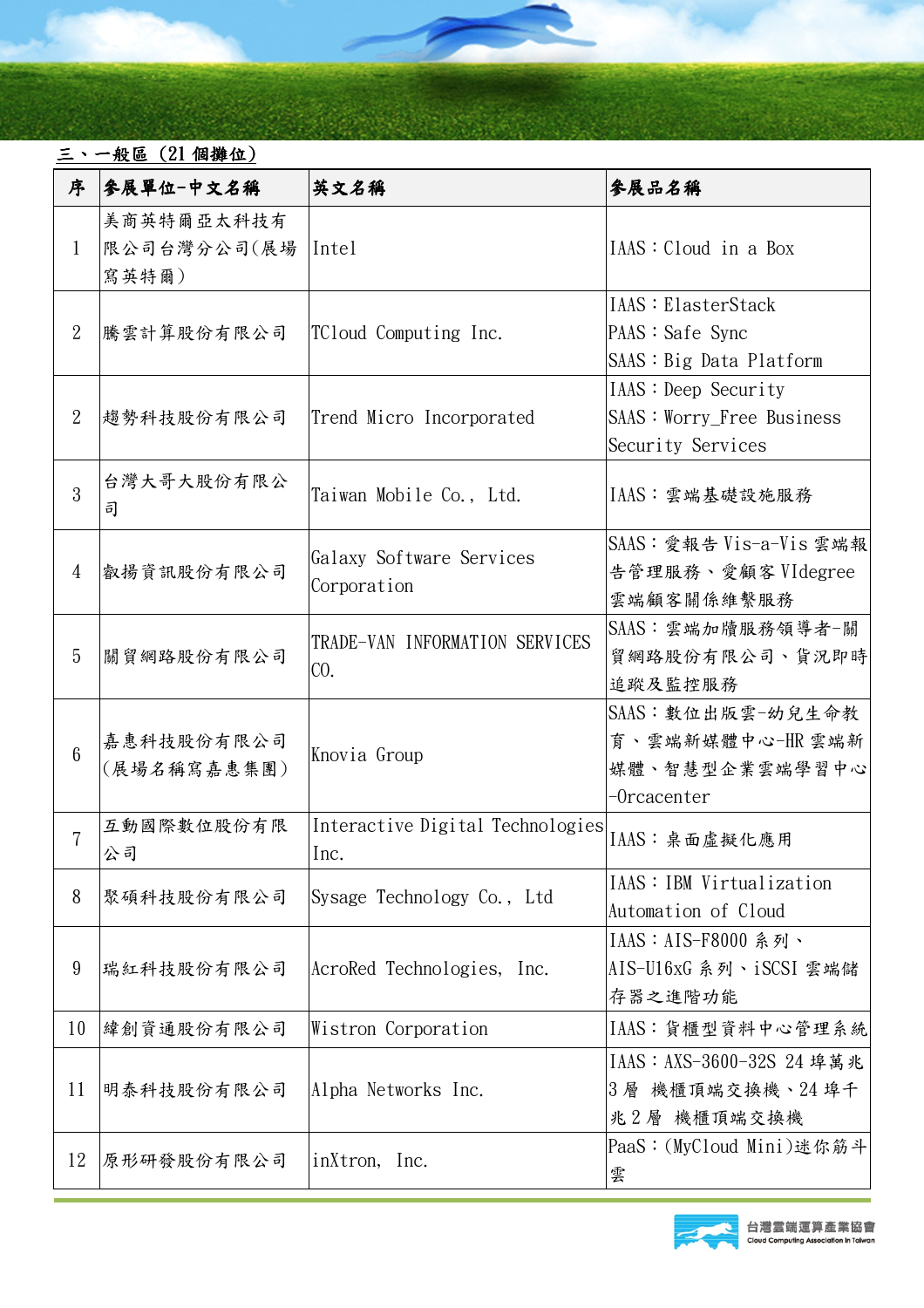三、一般區（21 個攤位）

| 序 | 參展單位-中文名稱 | 英文名稱 | 參展品名稱 |
|---|---|---|---|
| 1 | 美商英特爾亞太科技有限公司台灣分公司(展場寫英特爾) | Intel | IAAS：Cloud in a Box |
| 2 | 騰雲計算股份有限公司 | TCloud Computing Inc. | IAAS：ElasterStack<br>PAAS：Safe Sync<br>SAAS：Big Data Platform |
| 2 | 趨勢科技股份有限公司 | Trend Micro Incorporated | IAAS：Deep Security<br>SAAS：Worry_Free Business Security Services |
| 3 | 台灣大哥大股份有限公司 | Taiwan Mobile Co., Ltd. | IAAS：雲端基礎設施服務 |
| 4 | 叡揚資訊股份有限公司 | Galaxy Software Services Corporation | SAAS：愛報告 Vis-a-Vis 雲端報告管理服務、愛顧客 VIdegree 雲端顧客關係維繫服務 |
| 5 | 關貿網路股份有限公司 | TRADE-VAN INFORMATION SERVICES CO. | SAAS：雲端加值服務領導者-關貿網路股份有限公司、貨況即時追蹤及監控服務 |
| 6 | 嘉惠科技股份有限公司(展場名稱寫嘉惠集團) | Knovia Group | SAAS：數位出版雲-幼兒生命教育、雲端新媒體中心-HR 雲端新媒體、智慧型企業雲端學習中心-Orcacenter |
| 7 | 互動國際數位股份有限公司 | Interactive Digital Technologies Inc. | IAAS：桌面虛擬化應用 |
| 8 | 聚碩科技股份有限公司 | Sysage Technology Co., Ltd | IAAS：IBM Virtualization Automation of Cloud |
| 9 | 瑞紅科技股份有限公司 | AcroRed Technologies, Inc. | IAAS：AIS-F8000 系列、AIS-U16xG 系列、iSCSI 雲端儲存器之進階功能 |
| 10 | 緯創資通股份有限公司 | Wistron Corporation | IAAS：貨櫃型資料中心管理系統 |
| 11 | 明泰科技股份有限公司 | Alpha Networks Inc. | IAAS：AXS-3600-32S 24 埠萬兆 3 層 機櫃頂端交換機、24 埠千兆 2 層 機櫃頂端交換機 |
| 12 | 原形研發股份有限公司 | inXtron, Inc. | PaaS：(MyCloud Mini)迷你筋斗雲 |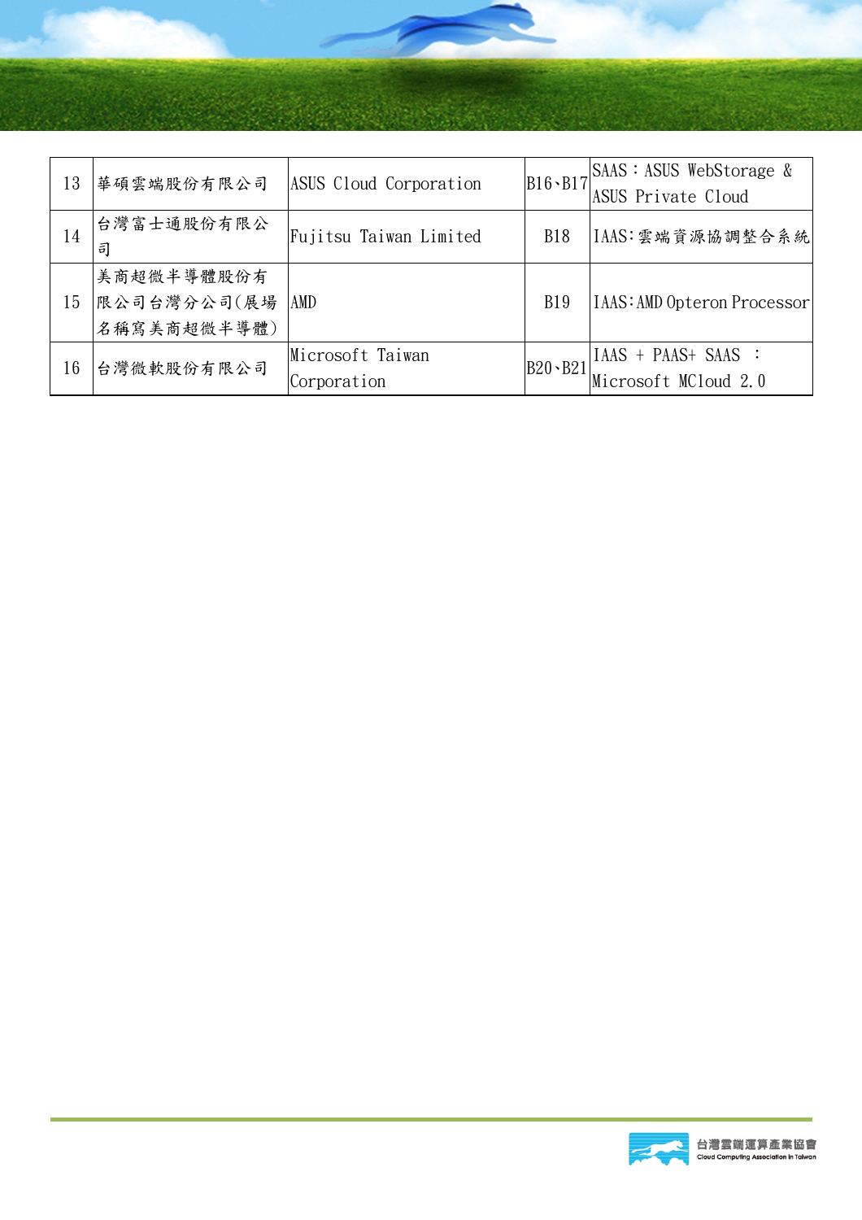| | | | | |
|---|---|---|---|---|
| 13 | 華碩雲端股份有限公司 | ASUS Cloud Corporation | B16、B17 | SAAS：ASUS WebStorage & ASUS Private Cloud |
| 14 | 台灣富士通股份有限公司 | Fujitsu Taiwan Limited | B18 | IAAS:雲端資源協調整合系統 |
| 15 | 美商超微半導體股份有限公司台灣分公司(展場名稱寫美商超微半導體) | AMD | B19 | IAAS:AMD Opteron Processor |
| 16 | 台灣微軟股份有限公司 | Microsoft Taiwan Corporation | B20、B21 | IAAS + PAAS+ SAAS ：Microsoft MCloud 2.0 |